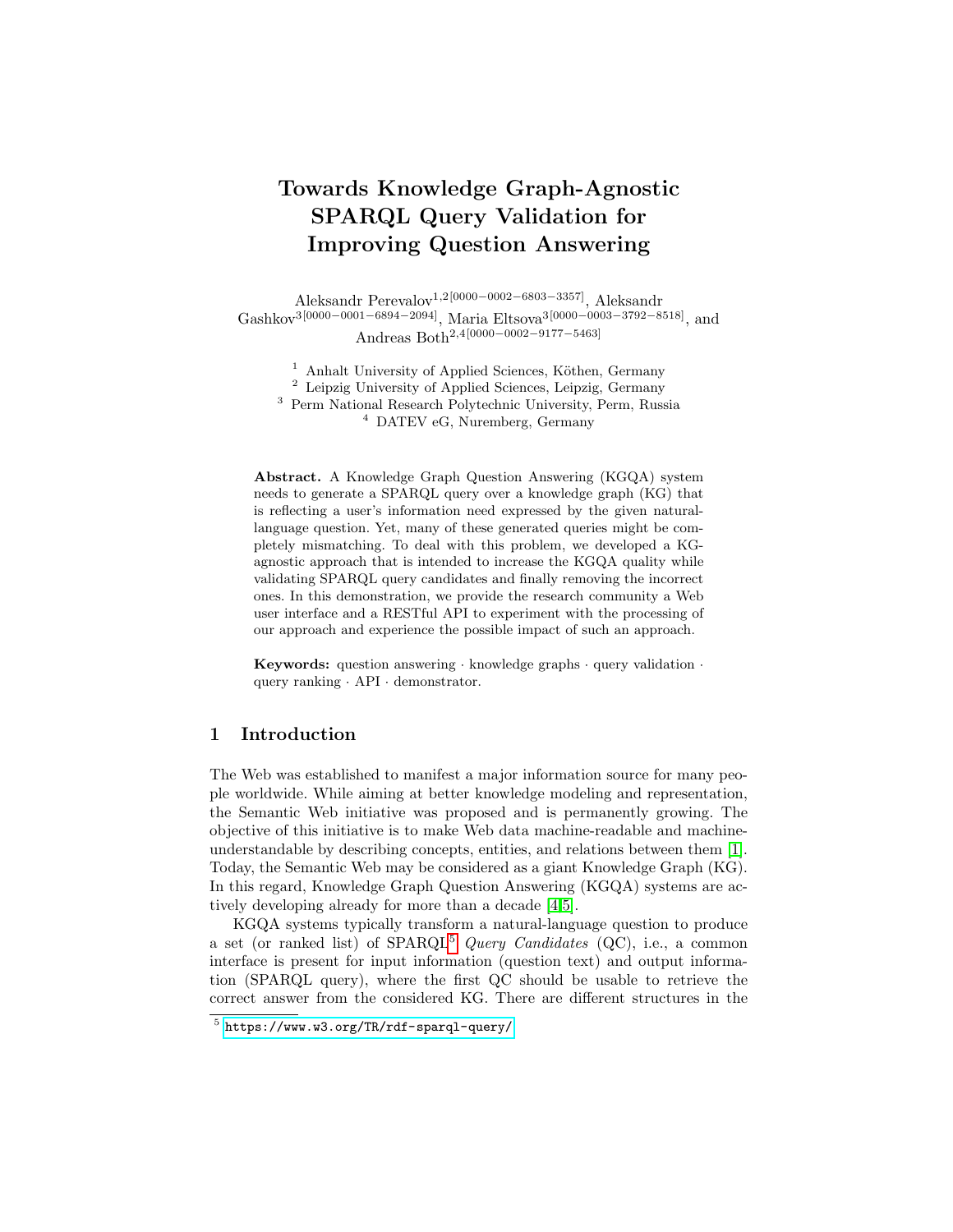# Towards Knowledge Graph-Agnostic SPARQL Query Validation for Improving Question Answering

Aleksandr Perevalov[1,2][0000−0002−6803−3357], Aleksandr Gashkov[3][0000−0001−6894−2094], Maria Eltsova[3][0000−0003−3792−8518], and Andreas Both[2,4][0000−0002−9177−5463]

[1] Anhalt University of Applied Sciences, Köthen, Germany
[2] Leipzig University of Applied Sciences, Leipzig, Germany
[3] Perm National Research Polytechnic University, Perm, Russia
[4] DATEV eG, Nuremberg, Germany

**Abstract.** A Knowledge Graph Question Answering (KGQA) system needs to generate a SPARQL query over a knowledge graph (KG) that is reflecting a user's information need expressed by the given natural-language question. Yet, many of these generated queries might be completely mismatching. To deal with this problem, we developed a KG-agnostic approach that is intended to increase the KGQA quality while validating SPARQL query candidates and finally removing the incorrect ones. In this demonstration, we provide the research community a Web user interface and a RESTful API to experiment with the processing of our approach and experience the possible impact of such an approach.

**Keywords:** question answering · knowledge graphs · query validation · query ranking · API · demonstrator.

## 1 Introduction

The Web was established to manifest a major information source for many people worldwide. While aiming at better knowledge modeling and representation, the Semantic Web initiative was proposed and is permanently growing. The objective of this initiative is to make Web data machine-readable and machine-understandable by describing concepts, entities, and relations between them [1]. Today, the Semantic Web may be considered as a giant Knowledge Graph (KG). In this regard, Knowledge Graph Question Answering (KGQA) systems are actively developing already for more than a decade [4,5].

KGQA systems typically transform a natural-language question to produce a set (or ranked list) of SPARQL[5] *Query Candidates* (QC), i.e., a common interface is present for input information (question text) and output information (SPARQL query), where the first QC should be usable to retrieve the correct answer from the considered KG. There are different structures in the

[5] https://www.w3.org/TR/rdf-sparql-query/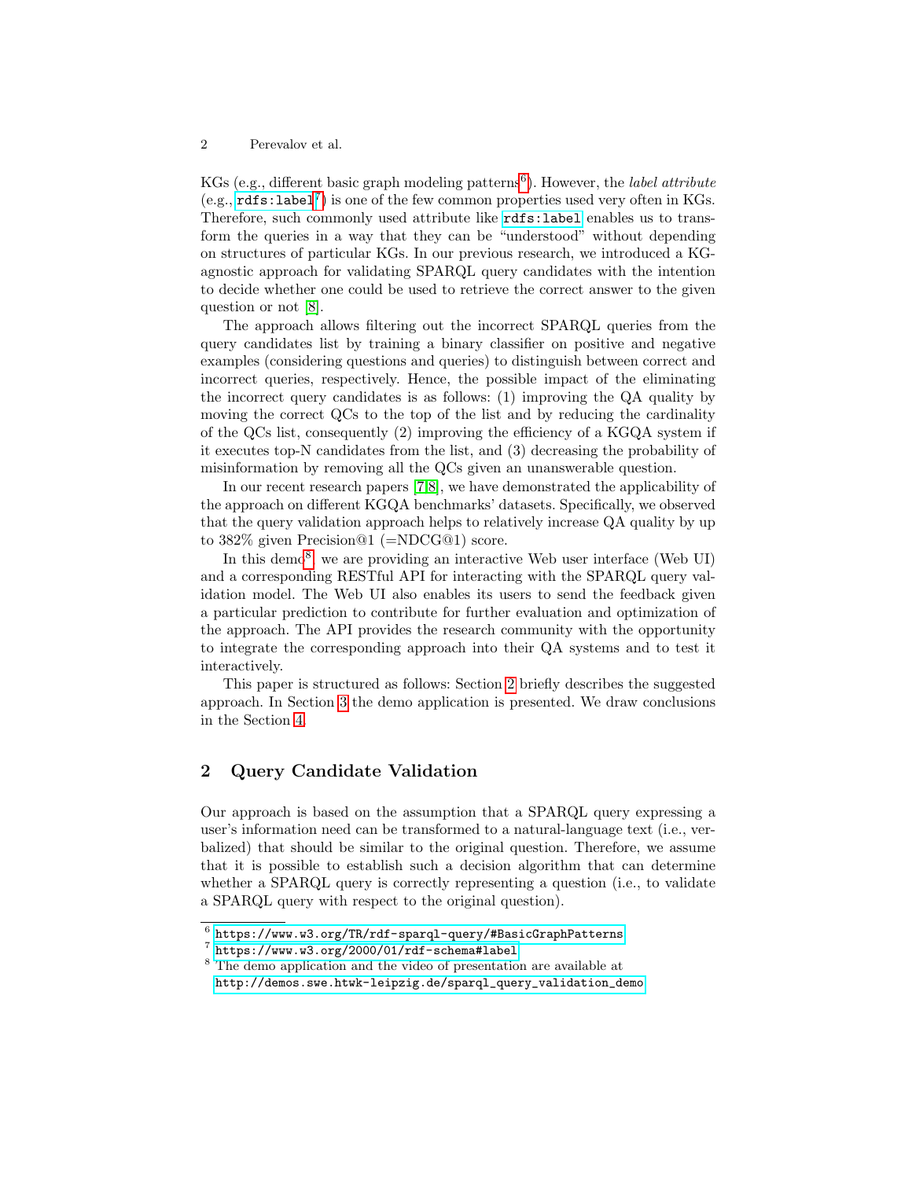KGs (e.g., different basic graph modeling patterns[6]). However, the *label attribute* (e.g., `rdfs:label`[7]) is one of the few common properties used very often in KGs. Therefore, such commonly used attribute like `rdfs:label` enables us to transform the queries in a way that they can be "understood" without depending on structures of particular KGs. In our previous research, we introduced a KG-agnostic approach for validating SPARQL query candidates with the intention to decide whether one could be used to retrieve the correct answer to the given question or not [8].

The approach allows filtering out the incorrect SPARQL queries from the query candidates list by training a binary classifier on positive and negative examples (considering questions and queries) to distinguish between correct and incorrect queries, respectively. Hence, the possible impact of the eliminating the incorrect query candidates is as follows: (1) improving the QA quality by moving the correct QCs to the top of the list and by reducing the cardinality of the QCs list, consequently (2) improving the efficiency of a KGQA system if it executes top-N candidates from the list, and (3) decreasing the probability of misinformation by removing all the QCs given an unanswerable question.

In our recent research papers [7,8], we have demonstrated the applicability of the approach on different KGQA benchmarks' datasets. Specifically, we observed that the query validation approach helps to relatively increase QA quality by up to 382% given Precision@1 (=NDCG@1) score.

In this demo[8], we are providing an interactive Web user interface (Web UI) and a corresponding RESTful API for interacting with the SPARQL query validation model. The Web UI also enables its users to send the feedback given a particular prediction to contribute for further evaluation and optimization of the approach. The API provides the research community with the opportunity to integrate the corresponding approach into their QA systems and to test it interactively.

This paper is structured as follows: Section 2 briefly describes the suggested approach. In Section 3 the demo application is presented. We draw conclusions in the Section 4.

## 2 Query Candidate Validation

Our approach is based on the assumption that a SPARQL query expressing a user's information need can be transformed to a natural-language text (i.e., verbalized) that should be similar to the original question. Therefore, we assume that it is possible to establish such a decision algorithm that can determine whether a SPARQL query is correctly representing a question (i.e., to validate a SPARQL query with respect to the original question).

---

[6] `https://www.w3.org/TR/rdf-sparql-query/#BasicGraphPatterns`

[7] `https://www.w3.org/2000/01/rdf-schema#label`

[8] The demo application and the video of presentation are available at `http://demos.swe.htwk-leipzig.de/sparql_query_validation_demo`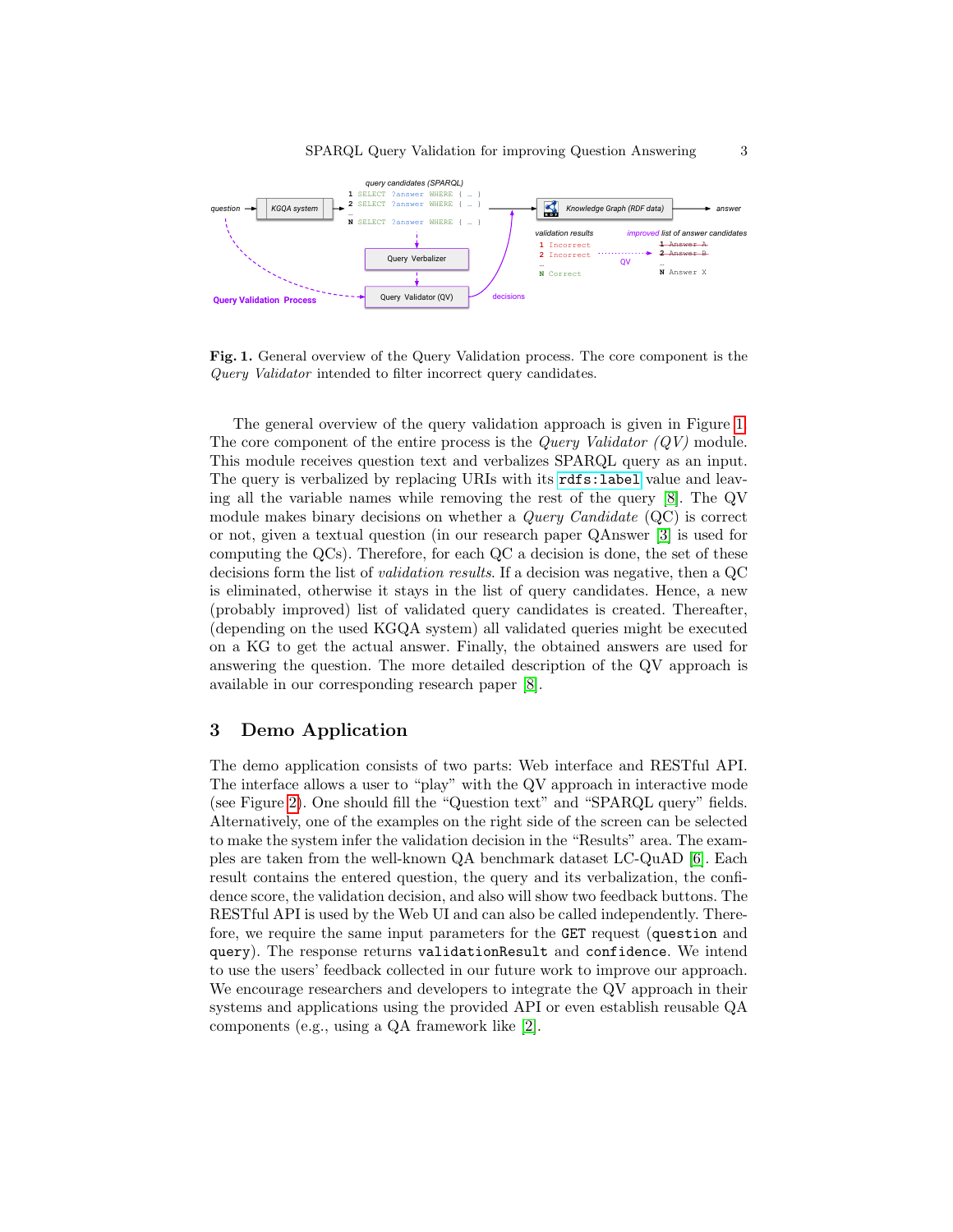query candidates (SPARQL)

1 SELECT ?answer WHERE { … }
2 SELECT ?answer WHERE { … }
…
N SELECT ?answer WHERE { … }

question

KGQA system

Knowledge Graph (RDF data)

answer

validation results

1 Incorrect
2 Incorrect
…
N Correct

improved list of answer candidates

1 Answer A
2 Answer B
…
N Answer X

QV

Query Verbalizer

Query Validator (QV)

decisions

Query Validation Process

**Fig. 1.** General overview of the Query Validation process. The core component is the *Query Validator* intended to filter incorrect query candidates.

The general overview of the query validation approach is given in Figure 1. The core component of the entire process is the *Query Validator (QV)* module. This module receives question text and verbalizes SPARQL query as an input. The query is verbalized by replacing URIs with its `rdfs:label` value and leaving all the variable names while removing the rest of the query [8]. The QV module makes binary decisions on whether a *Query Candidate* (QC) is correct or not, given a textual question (in our research paper QAnswer [3] is used for computing the QCs). Therefore, for each QC a decision is done, the set of these decisions form the list of *validation results*. If a decision was negative, then a QC is eliminated, otherwise it stays in the list of query candidates. Hence, a new (probably improved) list of validated query candidates is created. Thereafter, (depending on the used KGQA system) all validated queries might be executed on a KG to get the actual answer. Finally, the obtained answers are used for answering the question. The more detailed description of the QV approach is available in our corresponding research paper [8].

## 3 Demo Application

The demo application consists of two parts: Web interface and RESTful API. The interface allows a user to "play" with the QV approach in interactive mode (see Figure 2). One should fill the "Question text" and "SPARQL query" fields. Alternatively, one of the examples on the right side of the screen can be selected to make the system infer the validation decision in the "Results" area. The examples are taken from the well-known QA benchmark dataset LC-QuAD [6]. Each result contains the entered question, the query and its verbalization, the confidence score, the validation decision, and also will show two feedback buttons. The RESTful API is used by the Web UI and can also be called independently. Therefore, we require the same input parameters for the `GET` request (`question` and `query`). The response returns `validationResult` and `confidence`. We intend to use the users' feedback collected in our future work to improve our approach. We encourage researchers and developers to integrate the QV approach in their systems and applications using the provided API or even establish reusable QA components (e.g., using a QA framework like [2].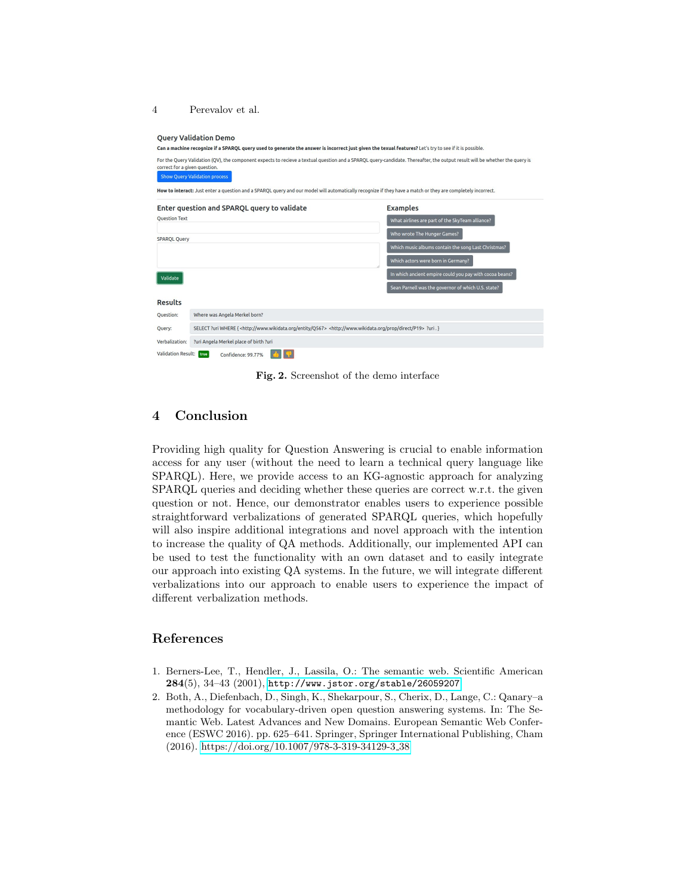Fig. 2. Screenshot of the demo interface

## 4 Conclusion

Providing high quality for Question Answering is crucial to enable information access for any user (without the need to learn a technical query language like SPARQL). Here, we provide access to an KG-agnostic approach for analyzing SPARQL queries and deciding whether these queries are correct w.r.t. the given question or not. Hence, our demonstrator enables users to experience possible straightforward verbalizations of generated SPARQL queries, which hopefully will also inspire additional integrations and novel approach with the intention to increase the quality of QA methods. Additionally, our implemented API can be used to test the functionality with an own dataset and to easily integrate our approach into existing QA systems. In the future, we will integrate different verbalizations into our approach to enable users to experience the impact of different verbalization methods.

## References

1. Berners-Lee, T., Hendler, J., Lassila, O.: The semantic web. Scientific American **284**(5), 34–43 (2001), http://www.jstor.org/stable/26059207
2. Both, A., Diefenbach, D., Singh, K., Shekarpour, S., Cherix, D., Lange, C.: Qanary–a methodology for vocabulary-driven open question answering systems. In: The Semantic Web. Latest Advances and New Domains. European Semantic Web Conference (ESWC 2016). pp. 625–641. Springer, Springer International Publishing, Cham (2016). https://doi.org/10.1007/978-3-319-34129-3_38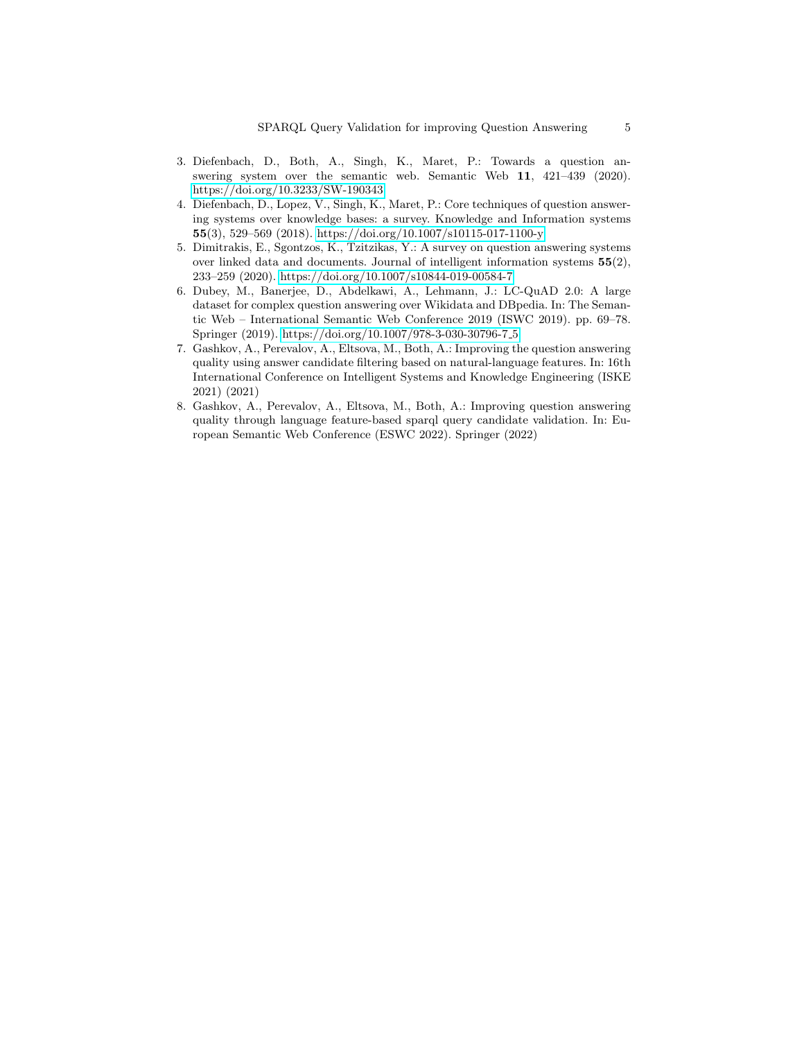3. Diefenbach, D., Both, A., Singh, K., Maret, P.: Towards a question answering system over the semantic web. Semantic Web **11**, 421–439 (2020). https://doi.org/10.3233/SW-190343
4. Diefenbach, D., Lopez, V., Singh, K., Maret, P.: Core techniques of question answering systems over knowledge bases: a survey. Knowledge and Information systems **55**(3), 529–569 (2018). https://doi.org/10.1007/s10115-017-1100-y
5. Dimitrakis, E., Sgontzos, K., Tzitzikas, Y.: A survey on question answering systems over linked data and documents. Journal of intelligent information systems **55**(2), 233–259 (2020). https://doi.org/10.1007/s10844-019-00584-7
6. Dubey, M., Banerjee, D., Abdelkawi, A., Lehmann, J.: LC-QuAD 2.0: A large dataset for complex question answering over Wikidata and DBpedia. In: The Semantic Web – International Semantic Web Conference 2019 (ISWC 2019). pp. 69–78. Springer (2019). https://doi.org/10.1007/978-3-030-30796-7_5
7. Gashkov, A., Perevalov, A., Eltsova, M., Both, A.: Improving the question answering quality using answer candidate filtering based on natural-language features. In: 16th International Conference on Intelligent Systems and Knowledge Engineering (ISKE 2021) (2021)
8. Gashkov, A., Perevalov, A., Eltsova, M., Both, A.: Improving question answering quality through language feature-based sparql query candidate validation. In: European Semantic Web Conference (ESWC 2022). Springer (2022)